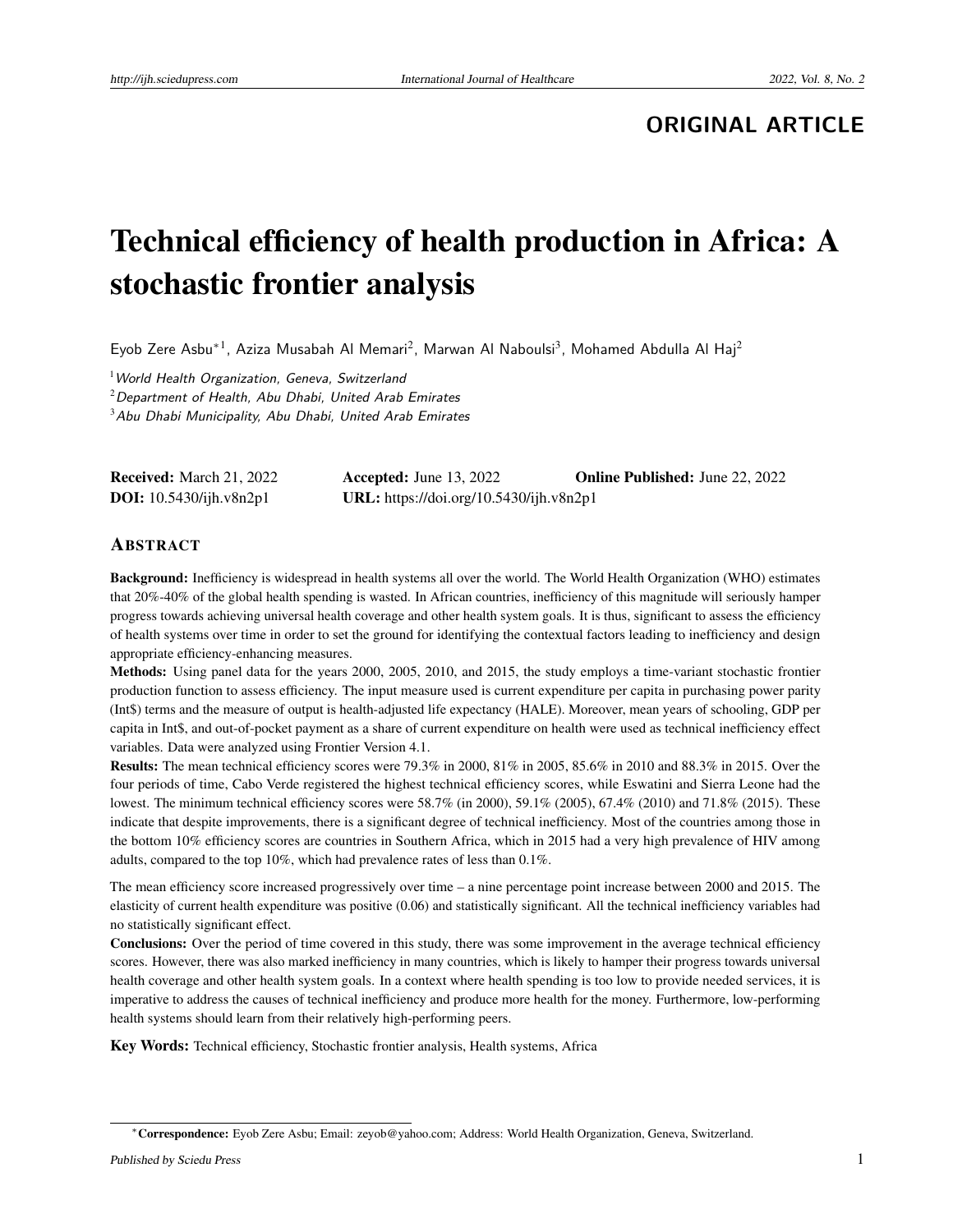**ORIGINAL ARTICLE**

# Technical efficiency of health production in Africa: A stochastic frontier analysis

Eyob Zere Asbu*[1], Aziza Musabah Al Memari[2], Marwan Al Naboulsi[3], Mohamed Abdulla Al Haj[2]

[1] *World Health Organization, Geneva, Switzerland*
[2] *Department of Health, Abu Dhabi, United Arab Emirates*
[3] *Abu Dhabi Municipality, Abu Dhabi, United Arab Emirates*

**Received:** March 21, 2022 **Accepted:** June 13, 2022 **Online Published:** June 22, 2022
**DOI:** 10.5430/ijh.v8n2p1 **URL:** https://doi.org/10.5430/ijh.v8n2p1

## ABSTRACT

**Background:** Inefficiency is widespread in health systems all over the world. The World Health Organization (WHO) estimates that 20%-40% of the global health spending is wasted. In African countries, inefficiency of this magnitude will seriously hamper progress towards achieving universal health coverage and other health system goals. It is thus, significant to assess the efficiency of health systems over time in order to set the ground for identifying the contextual factors leading to inefficiency and design appropriate efficiency-enhancing measures.

**Methods:** Using panel data for the years 2000, 2005, 2010, and 2015, the study employs a time-variant stochastic frontier production function to assess efficiency. The input measure used is current expenditure per capita in purchasing power parity (Int$) terms and the measure of output is health-adjusted life expectancy (HALE). Moreover, mean years of schooling, GDP per capita in Int$, and out-of-pocket payment as a share of current expenditure on health were used as technical inefficiency effect variables. Data were analyzed using Frontier Version 4.1.

**Results:** The mean technical efficiency scores were 79.3% in 2000, 81% in 2005, 85.6% in 2010 and 88.3% in 2015. Over the four periods of time, Cabo Verde registered the highest technical efficiency scores, while Eswatini and Sierra Leone had the lowest. The minimum technical efficiency scores were 58.7% (in 2000), 59.1% (2005), 67.4% (2010) and 71.8% (2015). These indicate that despite improvements, there is a significant degree of technical inefficiency. Most of the countries among those in the bottom 10% efficiency scores are countries in Southern Africa, which in 2015 had a very high prevalence of HIV among adults, compared to the top 10%, which had prevalence rates of less than 0.1%.

The mean efficiency score increased progressively over time – a nine percentage point increase between 2000 and 2015. The elasticity of current health expenditure was positive (0.06) and statistically significant. All the technical inefficiency variables had no statistically significant effect.

**Conclusions:** Over the period of time covered in this study, there was some improvement in the average technical efficiency scores. However, there was also marked inefficiency in many countries, which is likely to hamper their progress towards universal health coverage and other health system goals. In a context where health spending is too low to provide needed services, it is imperative to address the causes of technical inefficiency and produce more health for the money. Furthermore, low-performing health systems should learn from their relatively high-performing peers.

**Key Words:** Technical efficiency, Stochastic frontier analysis, Health systems, Africa

*__Correspondence:__ Eyob Zere Asbu; Email: zeyob@yahoo.com; Address: World Health Organization, Geneva, Switzerland.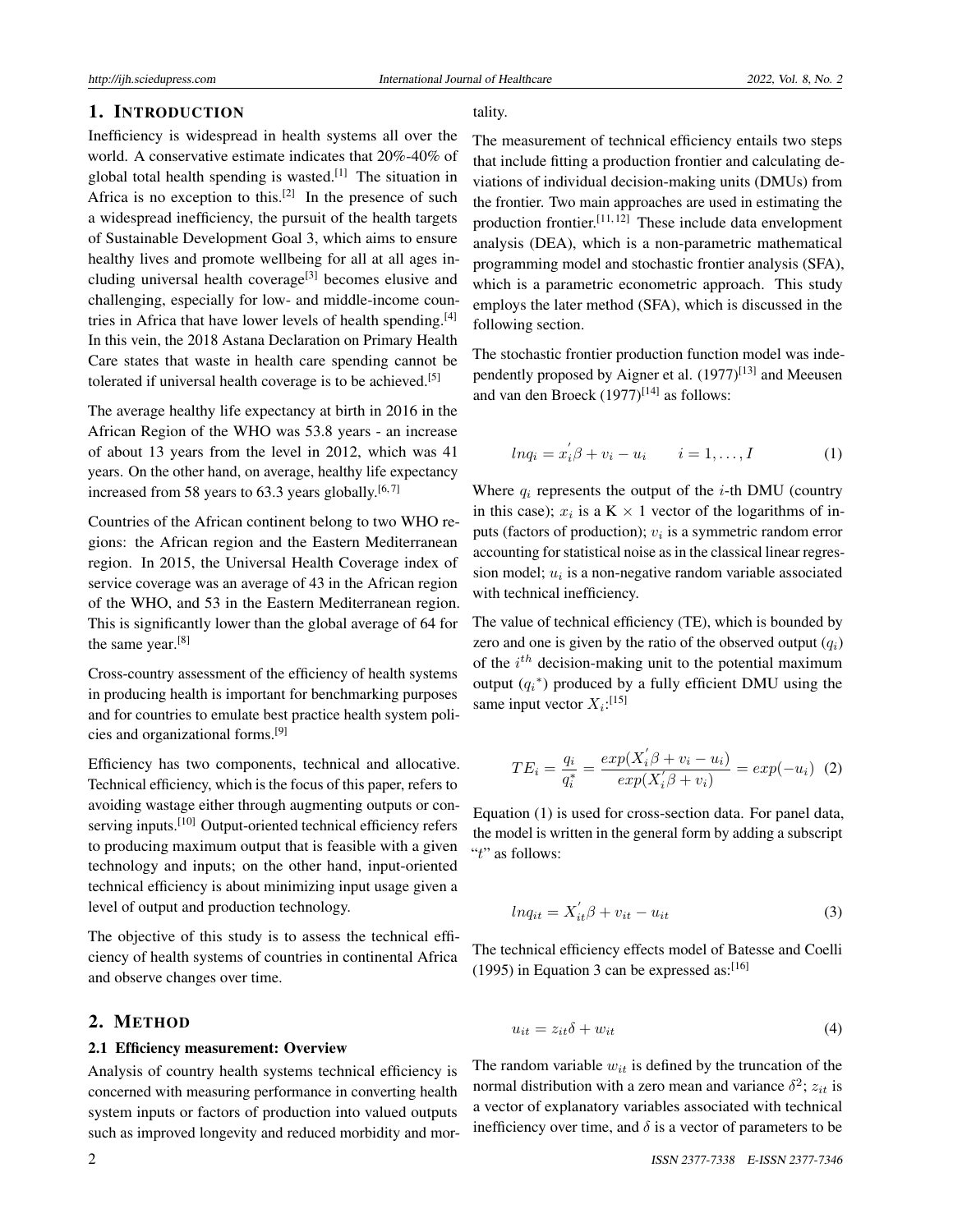## 1. INTRODUCTION

Inefficiency is widespread in health systems all over the world. A conservative estimate indicates that 20%-40% of global total health spending is wasted.[1] The situation in Africa is no exception to this.[2] In the presence of such a widespread inefficiency, the pursuit of the health targets of Sustainable Development Goal 3, which aims to ensure healthy lives and promote wellbeing for all at all ages including universal health coverage[3] becomes elusive and challenging, especially for low- and middle-income countries in Africa that have lower levels of health spending.[4] In this vein, the 2018 Astana Declaration on Primary Health Care states that waste in health care spending cannot be tolerated if universal health coverage is to be achieved.[5]

The average healthy life expectancy at birth in 2016 in the African Region of the WHO was 53.8 years - an increase of about 13 years from the level in 2012, which was 41 years. On the other hand, on average, healthy life expectancy increased from 58 years to 63.3 years globally.[6,7]

Countries of the African continent belong to two WHO regions: the African region and the Eastern Mediterranean region. In 2015, the Universal Health Coverage index of service coverage was an average of 43 in the African region of the WHO, and 53 in the Eastern Mediterranean region. This is significantly lower than the global average of 64 for the same year.[8]

Cross-country assessment of the efficiency of health systems in producing health is important for benchmarking purposes and for countries to emulate best practice health system policies and organizational forms.[9]

Efficiency has two components, technical and allocative. Technical efficiency, which is the focus of this paper, refers to avoiding wastage either through augmenting outputs or conserving inputs.[10] Output-oriented technical efficiency refers to producing maximum output that is feasible with a given technology and inputs; on the other hand, input-oriented technical efficiency is about minimizing input usage given a level of output and production technology.

The objective of this study is to assess the technical efficiency of health systems of countries in continental Africa and observe changes over time.

## 2. METHOD

### 2.1 Efficiency measurement: Overview

Analysis of country health systems technical efficiency is concerned with measuring performance in converting health system inputs or factors of production into valued outputs such as improved longevity and reduced morbidity and mortality.

The measurement of technical efficiency entails two steps that include fitting a production frontier and calculating deviations of individual decision-making units (DMUs) from the frontier. Two main approaches are used in estimating the production frontier.[11,12] These include data envelopment analysis (DEA), which is a non-parametric mathematical programming model and stochastic frontier analysis (SFA), which is a parametric econometric approach. This study employs the later method (SFA), which is discussed in the following section.

The stochastic frontier production function model was independently proposed by Aigner et al. (1977)[13] and Meeusen and van den Broeck (1977)[14] as follows:

$$lnq_i = x_i^{'}\beta + v_i - u_i \qquad i = 1, \ldots, I \tag{1}$$

Where $q_i$ represents the output of the $i$-th DMU (country in this case); $x_i$ is a K $\times$ 1 vector of the logarithms of inputs (factors of production); $v_i$ is a symmetric random error accounting for statistical noise as in the classical linear regression model; $u_i$ is a non-negative random variable associated with technical inefficiency.

The value of technical efficiency (TE), which is bounded by zero and one is given by the ratio of the observed output ($q_i$) of the $i^{th}$ decision-making unit to the potential maximum output ($q_i{}^*$) produced by a fully efficient DMU using the same input vector $X_i$:[15]

$$TE_i = \frac{q_i}{q_i^*} = \frac{exp(X_i^{'}\beta + v_i - u_i)}{exp(X_i^{'}\beta + v_i)} = exp(-u_i) \tag{2}$$

Equation (1) is used for cross-section data. For panel data, the model is written in the general form by adding a subscript "$t$" as follows:

$$lnq_{it} = X_{it}^{'}\beta + v_{it} - u_{it} \tag{3}$$

The technical efficiency effects model of Batesse and Coelli (1995) in Equation 3 can be expressed as:[16]

$$u_{it} = z_{it}\delta + w_{it} \tag{4}$$

The random variable $w_{it}$ is defined by the truncation of the normal distribution with a zero mean and variance $\delta^2$; $z_{it}$ is a vector of explanatory variables associated with technical inefficiency over time, and $\delta$ is a vector of parameters to be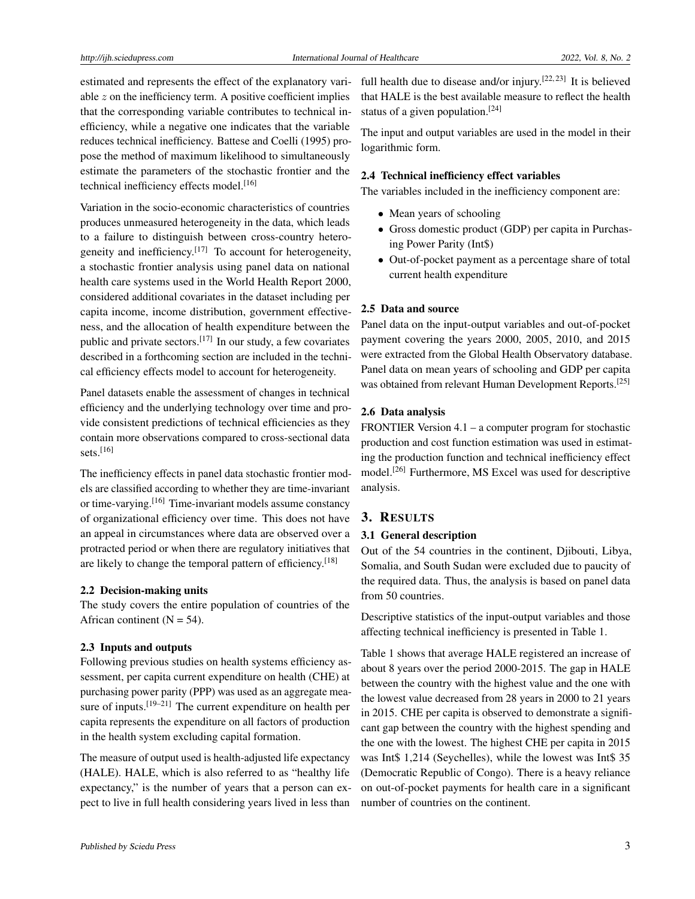estimated and represents the effect of the explanatory variable $z$ on the inefficiency term. A positive coefficient implies that the corresponding variable contributes to technical inefficiency, while a negative one indicates that the variable reduces technical inefficiency. Battese and Coelli (1995) propose the method of maximum likelihood to simultaneously estimate the parameters of the stochastic frontier and the technical inefficiency effects model.[16]

Variation in the socio-economic characteristics of countries produces unmeasured heterogeneity in the data, which leads to a failure to distinguish between cross-country heterogeneity and inefficiency.[17] To account for heterogeneity, a stochastic frontier analysis using panel data on national health care systems used in the World Health Report 2000, considered additional covariates in the dataset including per capita income, income distribution, government effectiveness, and the allocation of health expenditure between the public and private sectors.[17] In our study, a few covariates described in a forthcoming section are included in the technical efficiency effects model to account for heterogeneity.

Panel datasets enable the assessment of changes in technical efficiency and the underlying technology over time and provide consistent predictions of technical efficiencies as they contain more observations compared to cross-sectional data sets.[16]

The inefficiency effects in panel data stochastic frontier models are classified according to whether they are time-invariant or time-varying.[16] Time-invariant models assume constancy of organizational efficiency over time. This does not have an appeal in circumstances where data are observed over a protracted period or when there are regulatory initiatives that are likely to change the temporal pattern of efficiency.[18]

### 2.2 Decision-making units

The study covers the entire population of countries of the African continent (N = 54).

### 2.3 Inputs and outputs

Following previous studies on health systems efficiency assessment, per capita current expenditure on health (CHE) at purchasing power parity (PPP) was used as an aggregate measure of inputs.[19–21] The current expenditure on health per capita represents the expenditure on all factors of production in the health system excluding capital formation.

The measure of output used is health-adjusted life expectancy (HALE). HALE, which is also referred to as "healthy life expectancy," is the number of years that a person can expect to live in full health considering years lived in less than full health due to disease and/or injury.[22, 23] It is believed that HALE is the best available measure to reflect the health status of a given population.[24]

The input and output variables are used in the model in their logarithmic form.

### 2.4 Technical inefficiency effect variables

The variables included in the inefficiency component are:

- Mean years of schooling
- Gross domestic product (GDP) per capita in Purchasing Power Parity (Int$)
- Out-of-pocket payment as a percentage share of total current health expenditure

### 2.5 Data and source

Panel data on the input-output variables and out-of-pocket payment covering the years 2000, 2005, 2010, and 2015 were extracted from the Global Health Observatory database. Panel data on mean years of schooling and GDP per capita was obtained from relevant Human Development Reports.[25]

### 2.6 Data analysis

FRONTIER Version 4.1 – a computer program for stochastic production and cost function estimation was used in estimating the production function and technical inefficiency effect model.[26] Furthermore, MS Excel was used for descriptive analysis.

## 3. Results

### 3.1 General description

Out of the 54 countries in the continent, Djibouti, Libya, Somalia, and South Sudan were excluded due to paucity of the required data. Thus, the analysis is based on panel data from 50 countries.

Descriptive statistics of the input-output variables and those affecting technical inefficiency is presented in Table 1.

Table 1 shows that average HALE registered an increase of about 8 years over the period 2000-2015. The gap in HALE between the country with the highest value and the one with the lowest value decreased from 28 years in 2000 to 21 years in 2015. CHE per capita is observed to demonstrate a significant gap between the country with the highest spending and the one with the lowest. The highest CHE per capita in 2015 was Int$ 1,214 (Seychelles), while the lowest was Int$ 35 (Democratic Republic of Congo). There is a heavy reliance on out-of-pocket payments for health care in a significant number of countries on the continent.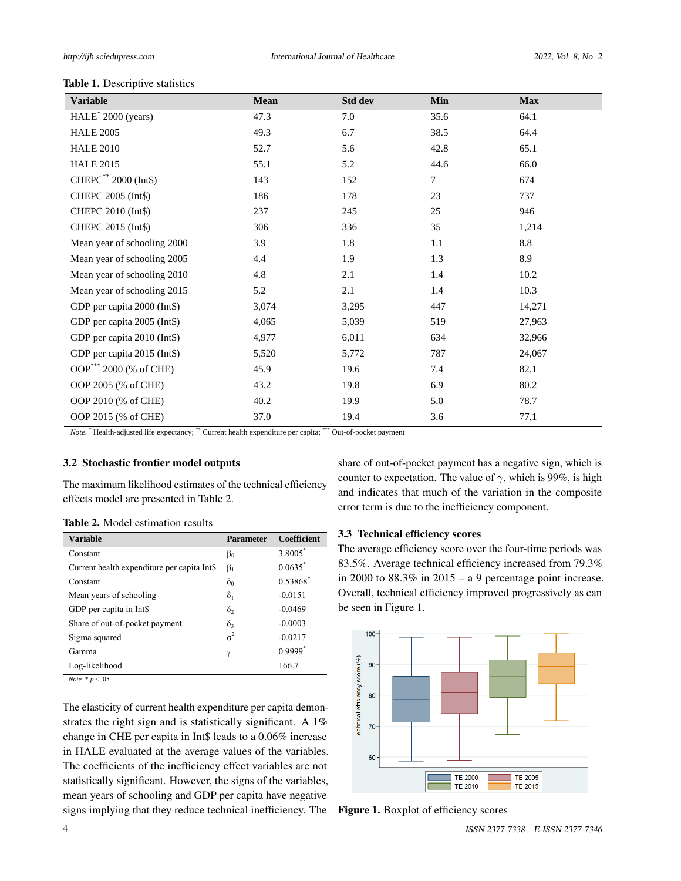**Table 1.** Descriptive statistics

| Variable | Mean | Std dev | Min | Max |
|---|---|---|---|---|
| HALE* 2000 (years) | 47.3 | 7.0 | 35.6 | 64.1 |
| HALE 2005 | 49.3 | 6.7 | 38.5 | 64.4 |
| HALE 2010 | 52.7 | 5.6 | 42.8 | 65.1 |
| HALE 2015 | 55.1 | 5.2 | 44.6 | 66.0 |
| CHEPC** 2000 (Int$) | 143 | 152 | 7 | 674 |
| CHEPC 2005 (Int$) | 186 | 178 | 23 | 737 |
| CHEPC 2010 (Int$) | 237 | 245 | 25 | 946 |
| CHEPC 2015 (Int$) | 306 | 336 | 35 | 1,214 |
| Mean year of schooling 2000 | 3.9 | 1.8 | 1.1 | 8.8 |
| Mean year of schooling 2005 | 4.4 | 1.9 | 1.3 | 8.9 |
| Mean year of schooling 2010 | 4.8 | 2.1 | 1.4 | 10.2 |
| Mean year of schooling 2015 | 5.2 | 2.1 | 1.4 | 10.3 |
| GDP per capita 2000 (Int$) | 3,074 | 3,295 | 447 | 14,271 |
| GDP per capita 2005 (Int$) | 4,065 | 5,039 | 519 | 27,963 |
| GDP per capita 2010 (Int$) | 4,977 | 6,011 | 634 | 32,966 |
| GDP per capita 2015 (Int$) | 5,520 | 5,772 | 787 | 24,067 |
| OOP*** 2000 (% of CHE) | 45.9 | 19.6 | 7.4 | 82.1 |
| OOP 2005 (% of CHE) | 43.2 | 19.8 | 6.9 | 80.2 |
| OOP 2010 (% of CHE) | 40.2 | 19.9 | 5.0 | 78.7 |
| OOP 2015 (% of CHE) | 37.0 | 19.4 | 3.6 | 77.1 |

*Note.* * Health-adjusted life expectancy; ** Current health expenditure per capita; *** Out-of-pocket payment

### 3.2 Stochastic frontier model outputs

The maximum likelihood estimates of the technical efficiency effects model are presented in Table 2.

**Table 2.** Model estimation results

| Variable | Parameter | Coefficient |
|---|---|---|
| Constant | $\beta_0$ | 3.8005* |
| Current health expenditure per capita Int$ | $\beta_1$ | 0.0635* |
| Constant | $\delta_0$ | 0.53868* |
| Mean years of schooling | $\delta_1$ | -0.0151 |
| GDP per capita in Int$ | $\delta_2$ | -0.0469 |
| Share of out-of-pocket payment | $\delta_3$ | -0.0003 |
| Sigma squared | $\sigma^2$ | -0.0217 |
| Gamma | $\gamma$ | 0.9999* |
| Log-likelihood | | 166.7 |

*Note.* * $p < .05$

The elasticity of current health expenditure per capita demonstrates the right sign and is statistically significant. A 1% change in CHE per capita in Int$ leads to a 0.06% increase in HALE evaluated at the average values of the variables. The coefficients of the inefficiency effect variables are not statistically significant. However, the signs of the variables, mean years of schooling and GDP per capita have negative signs implying that they reduce technical inefficiency. The share of out-of-pocket payment has a negative sign, which is counter to expectation. The value of $\gamma$, which is 99%, is high and indicates that much of the variation in the composite error term is due to the inefficiency component.

### 3.3 Technical efficiency scores

The average efficiency score over the four-time periods was 83.5%. Average technical efficiency increased from 79.3% in 2000 to 88.3% in 2015 – a 9 percentage point increase. Overall, technical efficiency improved progressively as can be seen in Figure 1.

**Figure 1.** Boxplot of efficiency scores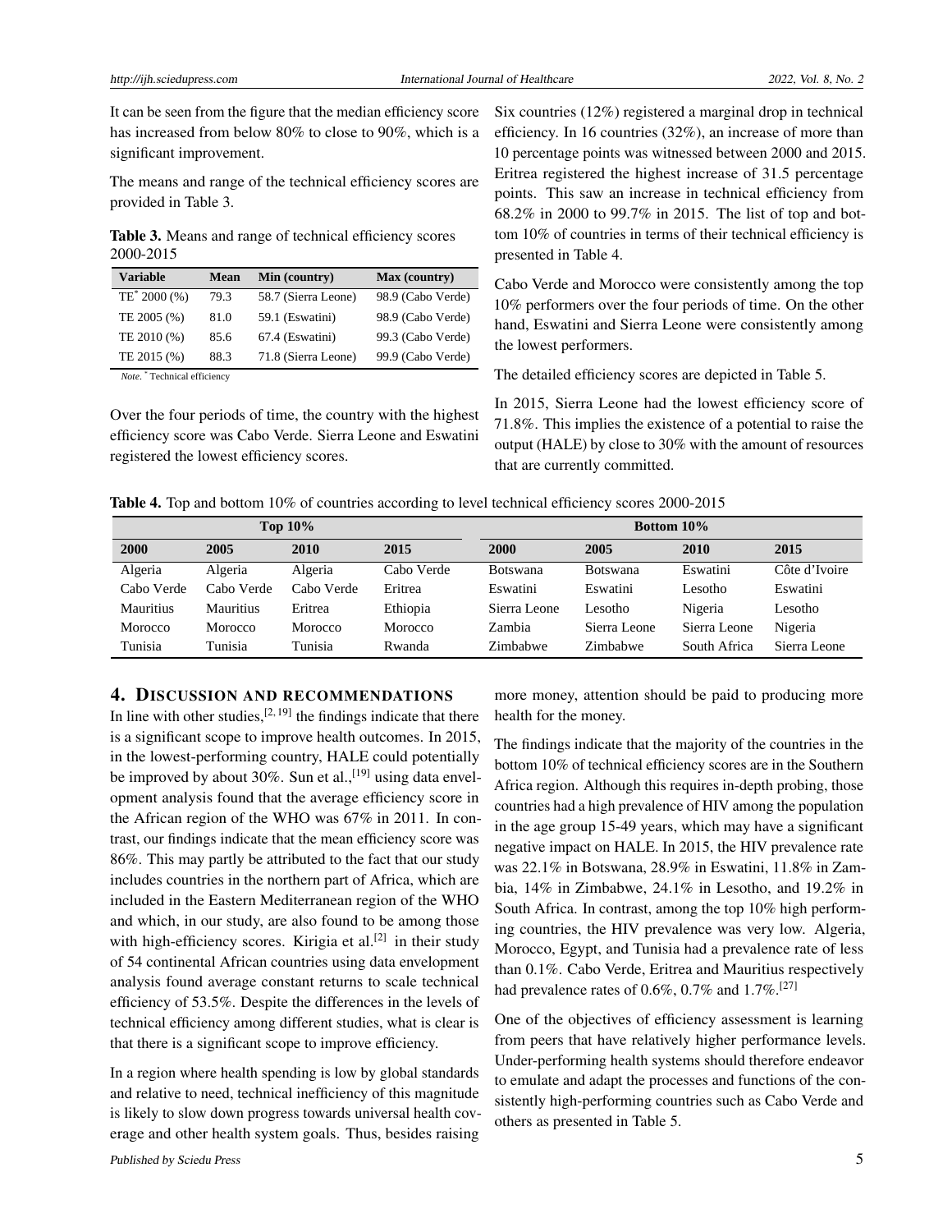It can be seen from the figure that the median efficiency score has increased from below 80% to close to 90%, which is a significant improvement.

The means and range of the technical efficiency scores are provided in Table 3.

**Table 3.** Means and range of technical efficiency scores 2000-2015

| Variable | Mean | Min (country) | Max (country) |
|---|---|---|---|
| TE* 2000 (%) | 79.3 | 58.7 (Sierra Leone) | 98.9 (Cabo Verde) |
| TE 2005 (%) | 81.0 | 59.1 (Eswatini) | 98.9 (Cabo Verde) |
| TE 2010 (%) | 85.6 | 67.4 (Eswatini) | 99.3 (Cabo Verde) |
| TE 2015 (%) | 88.3 | 71.8 (Sierra Leone) | 99.9 (Cabo Verde) |

*Note.* * Technical efficiency

Over the four periods of time, the country with the highest efficiency score was Cabo Verde. Sierra Leone and Eswatini registered the lowest efficiency scores.

Six countries (12%) registered a marginal drop in technical efficiency. In 16 countries (32%), an increase of more than 10 percentage points was witnessed between 2000 and 2015. Eritrea registered the highest increase of 31.5 percentage points. This saw an increase in technical efficiency from 68.2% in 2000 to 99.7% in 2015. The list of top and bottom 10% of countries in terms of their technical efficiency is presented in Table 4.

Cabo Verde and Morocco were consistently among the top 10% performers over the four periods of time. On the other hand, Eswatini and Sierra Leone were consistently among the lowest performers.

The detailed efficiency scores are depicted in Table 5.

In 2015, Sierra Leone had the lowest efficiency score of 71.8%. This implies the existence of a potential to raise the output (HALE) by close to 30% with the amount of resources that are currently committed.

**Table 4.** Top and bottom 10% of countries according to level technical efficiency scores 2000-2015

| Top 10% | | | | Bottom 10% | | | |
|---|---|---|---|---|---|---|---|
| **2000** | **2005** | **2010** | **2015** | **2000** | **2005** | **2010** | **2015** |
| Algeria | Algeria | Algeria | Cabo Verde | Botswana | Botswana | Eswatini | Côte d'Ivoire |
| Cabo Verde | Cabo Verde | Cabo Verde | Eritrea | Eswatini | Eswatini | Lesotho | Eswatini |
| Mauritius | Mauritius | Eritrea | Ethiopia | Sierra Leone | Lesotho | Nigeria | Lesotho |
| Morocco | Morocco | Morocco | Morocco | Zambia | Sierra Leone | Sierra Leone | Nigeria |
| Tunisia | Tunisia | Tunisia | Rwanda | Zimbabwe | Zimbabwe | South Africa | Sierra Leone |

## 4. Discussion and recommendations

In line with other studies,[2, 19] the findings indicate that there is a significant scope to improve health outcomes. In 2015, in the lowest-performing country, HALE could potentially be improved by about 30%. Sun et al.,[19] using data envelopment analysis found that the average efficiency score in the African region of the WHO was 67% in 2011. In contrast, our findings indicate that the mean efficiency score was 86%. This may partly be attributed to the fact that our study includes countries in the northern part of Africa, which are included in the Eastern Mediterranean region of the WHO and which, in our study, are also found to be among those with high-efficiency scores. Kirigia et al.[2] in their study of 54 continental African countries using data envelopment analysis found average constant returns to scale technical efficiency of 53.5%. Despite the differences in the levels of technical efficiency among different studies, what is clear is that there is a significant scope to improve efficiency.

In a region where health spending is low by global standards and relative to need, technical inefficiency of this magnitude is likely to slow down progress towards universal health coverage and other health system goals. Thus, besides raising more money, attention should be paid to producing more health for the money.

The findings indicate that the majority of the countries in the bottom 10% of technical efficiency scores are in the Southern Africa region. Although this requires in-depth probing, those countries had a high prevalence of HIV among the population in the age group 15-49 years, which may have a significant negative impact on HALE. In 2015, the HIV prevalence rate was 22.1% in Botswana, 28.9% in Eswatini, 11.8% in Zambia, 14% in Zimbabwe, 24.1% in Lesotho, and 19.2% in South Africa. In contrast, among the top 10% high performing countries, the HIV prevalence was very low. Algeria, Morocco, Egypt, and Tunisia had a prevalence rate of less than 0.1%. Cabo Verde, Eritrea and Mauritius respectively had prevalence rates of 0.6%, 0.7% and 1.7%.[27]

One of the objectives of efficiency assessment is learning from peers that have relatively higher performance levels. Under-performing health systems should therefore endeavor to emulate and adapt the processes and functions of the consistently high-performing countries such as Cabo Verde and others as presented in Table 5.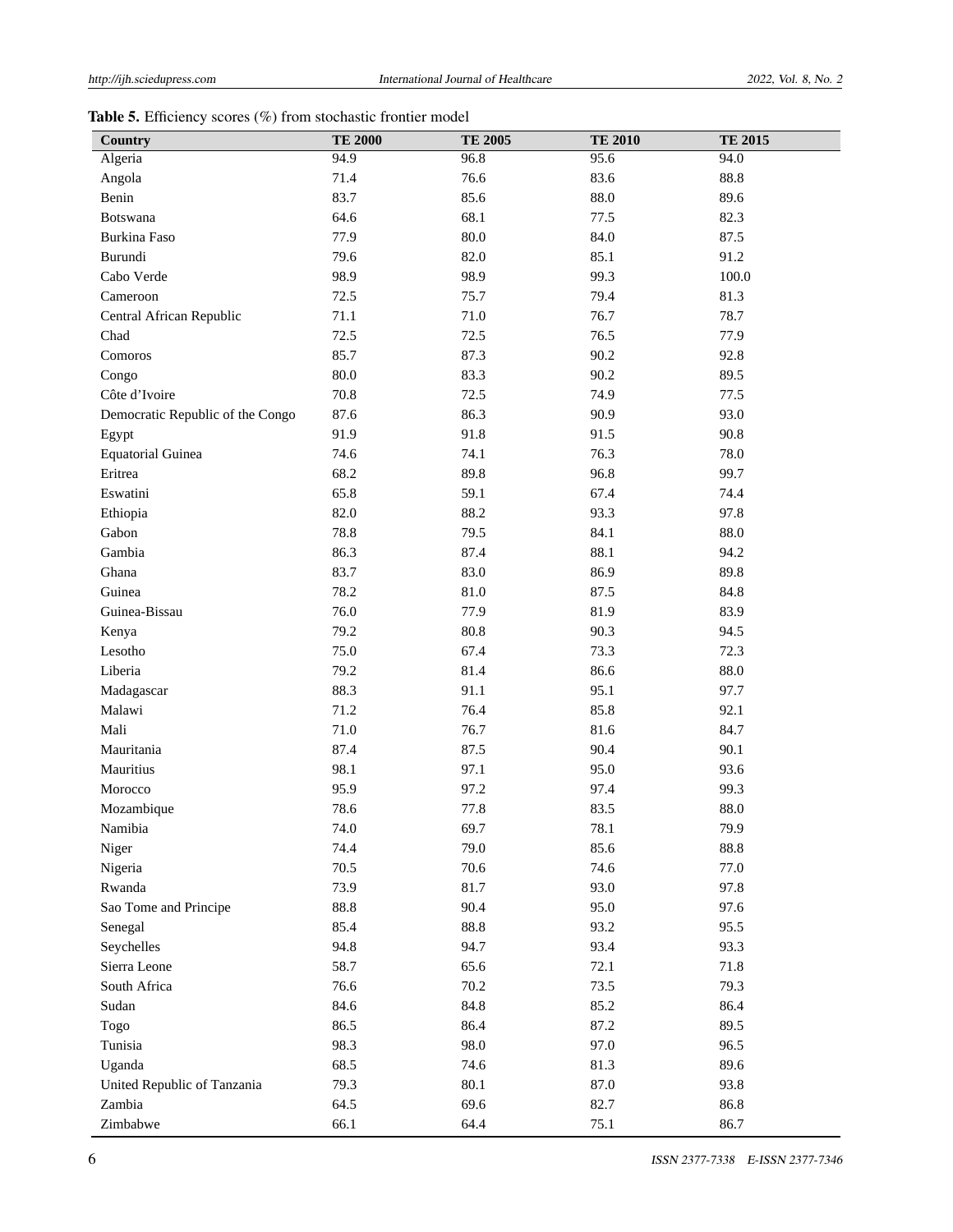**Table 5.** Efficiency scores (%) from stochastic frontier model

| Country | TE 2000 | TE 2005 | TE 2010 | TE 2015 |
|---|---|---|---|---|
| Algeria | 94.9 | 96.8 | 95.6 | 94.0 |
| Angola | 71.4 | 76.6 | 83.6 | 88.8 |
| Benin | 83.7 | 85.6 | 88.0 | 89.6 |
| Botswana | 64.6 | 68.1 | 77.5 | 82.3 |
| Burkina Faso | 77.9 | 80.0 | 84.0 | 87.5 |
| Burundi | 79.6 | 82.0 | 85.1 | 91.2 |
| Cabo Verde | 98.9 | 98.9 | 99.3 | 100.0 |
| Cameroon | 72.5 | 75.7 | 79.4 | 81.3 |
| Central African Republic | 71.1 | 71.0 | 76.7 | 78.7 |
| Chad | 72.5 | 72.5 | 76.5 | 77.9 |
| Comoros | 85.7 | 87.3 | 90.2 | 92.8 |
| Congo | 80.0 | 83.3 | 90.2 | 89.5 |
| Côte d'Ivoire | 70.8 | 72.5 | 74.9 | 77.5 |
| Democratic Republic of the Congo | 87.6 | 86.3 | 90.9 | 93.0 |
| Egypt | 91.9 | 91.8 | 91.5 | 90.8 |
| Equatorial Guinea | 74.6 | 74.1 | 76.3 | 78.0 |
| Eritrea | 68.2 | 89.8 | 96.8 | 99.7 |
| Eswatini | 65.8 | 59.1 | 67.4 | 74.4 |
| Ethiopia | 82.0 | 88.2 | 93.3 | 97.8 |
| Gabon | 78.8 | 79.5 | 84.1 | 88.0 |
| Gambia | 86.3 | 87.4 | 88.1 | 94.2 |
| Ghana | 83.7 | 83.0 | 86.9 | 89.8 |
| Guinea | 78.2 | 81.0 | 87.5 | 84.8 |
| Guinea-Bissau | 76.0 | 77.9 | 81.9 | 83.9 |
| Kenya | 79.2 | 80.8 | 90.3 | 94.5 |
| Lesotho | 75.0 | 67.4 | 73.3 | 72.3 |
| Liberia | 79.2 | 81.4 | 86.6 | 88.0 |
| Madagascar | 88.3 | 91.1 | 95.1 | 97.7 |
| Malawi | 71.2 | 76.4 | 85.8 | 92.1 |
| Mali | 71.0 | 76.7 | 81.6 | 84.7 |
| Mauritania | 87.4 | 87.5 | 90.4 | 90.1 |
| Mauritius | 98.1 | 97.1 | 95.0 | 93.6 |
| Morocco | 95.9 | 97.2 | 97.4 | 99.3 |
| Mozambique | 78.6 | 77.8 | 83.5 | 88.0 |
| Namibia | 74.0 | 69.7 | 78.1 | 79.9 |
| Niger | 74.4 | 79.0 | 85.6 | 88.8 |
| Nigeria | 70.5 | 70.6 | 74.6 | 77.0 |
| Rwanda | 73.9 | 81.7 | 93.0 | 97.8 |
| Sao Tome and Principe | 88.8 | 90.4 | 95.0 | 97.6 |
| Senegal | 85.4 | 88.8 | 93.2 | 95.5 |
| Seychelles | 94.8 | 94.7 | 93.4 | 93.3 |
| Sierra Leone | 58.7 | 65.6 | 72.1 | 71.8 |
| South Africa | 76.6 | 70.2 | 73.5 | 79.3 |
| Sudan | 84.6 | 84.8 | 85.2 | 86.4 |
| Togo | 86.5 | 86.4 | 87.2 | 89.5 |
| Tunisia | 98.3 | 98.0 | 97.0 | 96.5 |
| Uganda | 68.5 | 74.6 | 81.3 | 89.6 |
| United Republic of Tanzania | 79.3 | 80.1 | 87.0 | 93.8 |
| Zambia | 64.5 | 69.6 | 82.7 | 86.8 |
| Zimbabwe | 66.1 | 64.4 | 75.1 | 86.7 |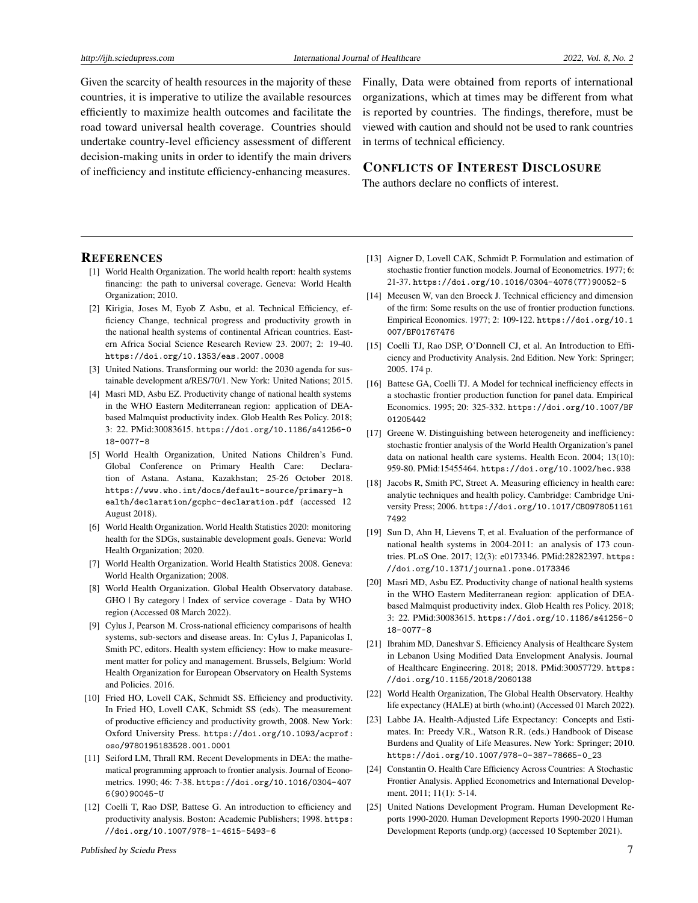Given the scarcity of health resources in the majority of these countries, it is imperative to utilize the available resources efficiently to maximize health outcomes and facilitate the road toward universal health coverage. Countries should undertake country-level efficiency assessment of different decision-making units in order to identify the main drivers of inefficiency and institute efficiency-enhancing measures.

Finally, Data were obtained from reports of international organizations, which at times may be different from what is reported by countries. The findings, therefore, must be viewed with caution and should not be used to rank countries in terms of technical efficiency.

## CONFLICTS OF INTEREST DISCLOSURE

The authors declare no conflicts of interest.

## REFERENCES

[1] World Health Organization. The world health report: health systems financing: the path to universal coverage. Geneva: World Health Organization; 2010.

[2] Kirigia, Joses M, Eyob Z Asbu, et al. Technical Efficiency, efficiency Change, technical progress and productivity growth in the national health systems of continental African countries. Eastern Africa Social Science Research Review 23. 2007; 2: 19-40. https://doi.org/10.1353/eas.2007.0008

[3] United Nations. Transforming our world: the 2030 agenda for sustainable development a/RES/70/1. New York: United Nations; 2015.

[4] Masri MD, Asbu EZ. Productivity change of national health systems in the WHO Eastern Mediterranean region: application of DEA-based Malmquist productivity index. Glob Health Res Policy. 2018; 3: 22. PMid:30083615. https://doi.org/10.1186/s41256-018-0077-8

[5] World Health Organization, United Nations Children's Fund. Global Conference on Primary Health Care: Declaration of Astana. Astana, Kazakhstan; 25-26 October 2018. https://www.who.int/docs/default-source/primary-health/declaration/gcphc-declaration.pdf (accessed 12 August 2018).

[6] World Health Organization. World Health Statistics 2020: monitoring health for the SDGs, sustainable development goals. Geneva: World Health Organization; 2020.

[7] World Health Organization. World Health Statistics 2008. Geneva: World Health Organization; 2008.

[8] World Health Organization. Global Health Observatory database. GHO | By category | Index of service coverage - Data by WHO region (Accessed 08 March 2022).

[9] Cylus J, Pearson M. Cross-national efficiency comparisons of health systems, sub-sectors and disease areas. In: Cylus J, Papanicolas I, Smith PC, editors. Health system efficiency: How to make measurement matter for policy and management. Brussels, Belgium: World Health Organization for European Observatory on Health Systems and Policies. 2016.

[10] Fried HO, Lovell CAK, Schmidt SS. Efficiency and productivity. In Fried HO, Lovell CAK, Schmidt SS (eds). The measurement of productive efficiency and productivity growth, 2008. New York: Oxford University Press. https://doi.org/10.1093/acprof:oso/9780195183528.001.0001

[11] Seiford LM, Thrall RM. Recent Developments in DEA: the mathematical programming approach to frontier analysis. Journal of Econometrics. 1990; 46: 7-38. https://doi.org/10.1016/0304-4076(90)90045-U

[12] Coelli T, Rao DSP, Battese G. An introduction to efficiency and productivity analysis. Boston: Academic Publishers; 1998. https://doi.org/10.1007/978-1-4615-5493-6

[13] Aigner D, Lovell CAK, Schmidt P. Formulation and estimation of stochastic frontier function models. Journal of Econometrics. 1977; 6: 21-37. https://doi.org/10.1016/0304-4076(77)90052-5

[14] Meeusen W, van den Broeck J. Technical efficiency and dimension of the firm: Some results on the use of frontier production functions. Empirical Economics. 1977; 2: 109-122. https://doi.org/10.1007/BF01767476

[15] Coelli TJ, Rao DSP, O'Donnell CJ, et al. An Introduction to Efficiency and Productivity Analysis. 2nd Edition. New York: Springer; 2005. 174 p.

[16] Battese GA, Coelli TJ. A Model for technical inefficiency effects in a stochastic frontier production function for panel data. Empirical Economics. 1995; 20: 325-332. https://doi.org/10.1007/BF01205442

[17] Greene W. Distinguishing between heterogeneity and inefficiency: stochastic frontier analysis of the World Health Organization's panel data on national health care systems. Health Econ. 2004; 13(10): 959-80. PMid:15455464. https://doi.org/10.1002/hec.938

[18] Jacobs R, Smith PC, Street A. Measuring efficiency in health care: analytic techniques and health policy. Cambridge: Cambridge University Press; 2006. https://doi.org/10.1017/CBO9780511617492

[19] Sun D, Ahn H, Lievens T, et al. Evaluation of the performance of national health systems in 2004-2011: an analysis of 173 countries. PLoS One. 2017; 12(3): e0173346. PMid:28282397. https://doi.org/10.1371/journal.pone.0173346

[20] Masri MD, Asbu EZ. Productivity change of national health systems in the WHO Eastern Mediterranean region: application of DEA-based Malmquist productivity index. Glob Health res Policy. 2018; 3: 22. PMid:30083615. https://doi.org/10.1186/s41256-018-0077-8

[21] Ibrahim MD, Daneshvar S. Efficiency Analysis of Healthcare System in Lebanon Using Modified Data Envelopment Analysis. Journal of Healthcare Engineering. 2018; 2018. PMid:30057729. https://doi.org/10.1155/2018/2060138

[22] World Health Organization, The Global Health Observatory. Healthy life expectancy (HALE) at birth (who.int) (Accessed 01 March 2022).

[23] Labbe JA. Health-Adjusted Life Expectancy: Concepts and Estimates. In: Preedy V.R., Watson R.R. (eds.) Handbook of Disease Burdens and Quality of Life Measures. New York: Springer; 2010. https://doi.org/10.1007/978-0-387-78665-0_23

[24] Constantin O. Health Care Efficiency Across Countries: A Stochastic Frontier Analysis. Applied Econometrics and International Development. 2011; 11(1): 5-14.

[25] United Nations Development Program. Human Development Reports 1990-2020. Human Development Reports 1990-2020 | Human Development Reports (undp.org) (accessed 10 September 2021).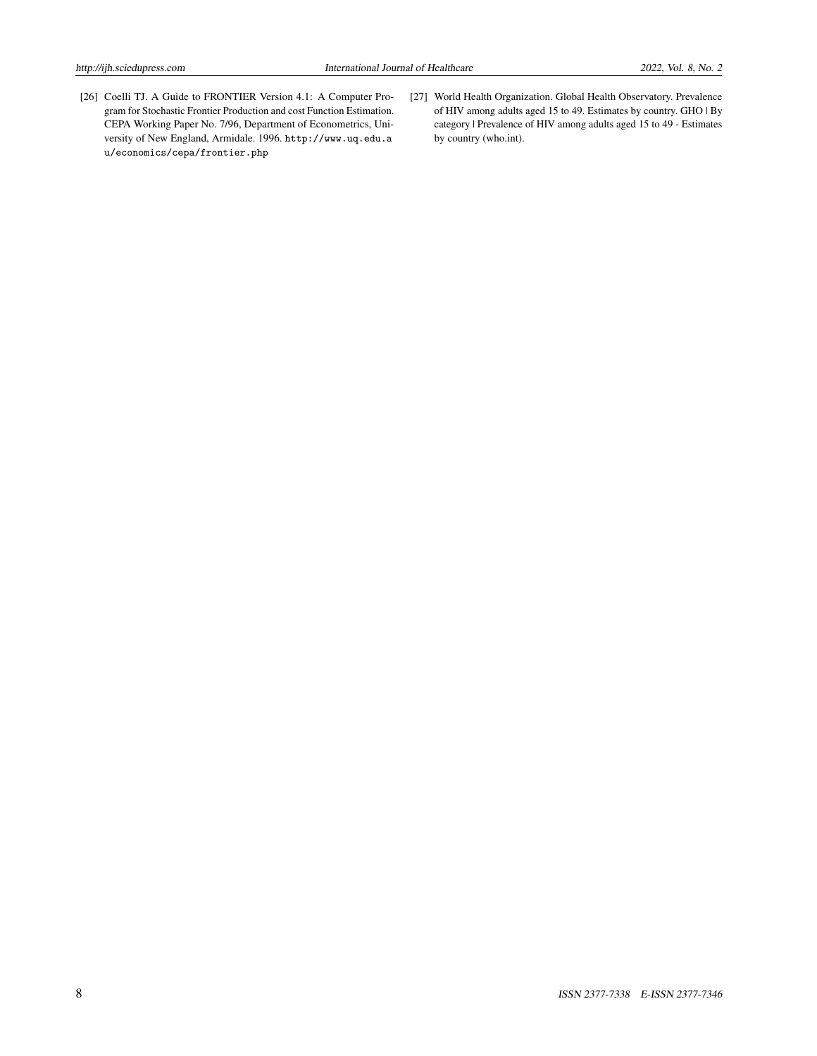[26] Coelli TJ. A Guide to FRONTIER Version 4.1: A Computer Program for Stochastic Frontier Production and cost Function Estimation. CEPA Working Paper No. 7/96, Department of Econometrics, University of New England, Armidale. 1996. http://www.uq.edu.au/economics/cepa/frontier.php

[27] World Health Organization. Global Health Observatory. Prevalence of HIV among adults aged 15 to 49. Estimates by country. GHO | By category | Prevalence of HIV among adults aged 15 to 49 - Estimates by country (who.int).